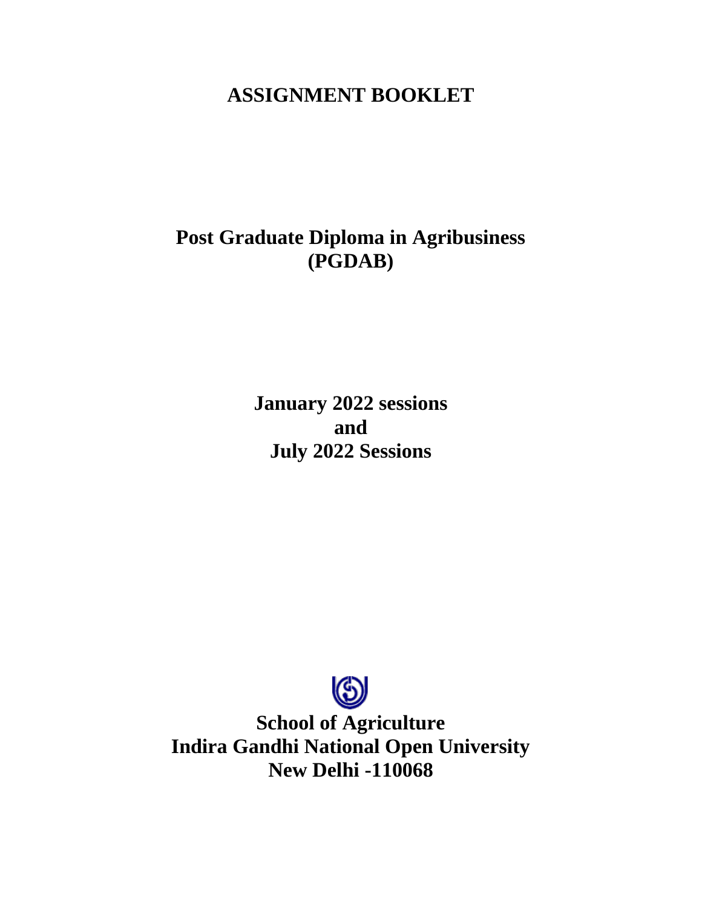# ASSIGNMENT BOOKLET

## Post Graduate Diploma in Agribusiness (PGDAB)

**January 2022 sessions**
**and**
**July 2022 Sessions**

**School of Agriculture**
**Indira Gandhi National Open University**
**New Delhi -110068**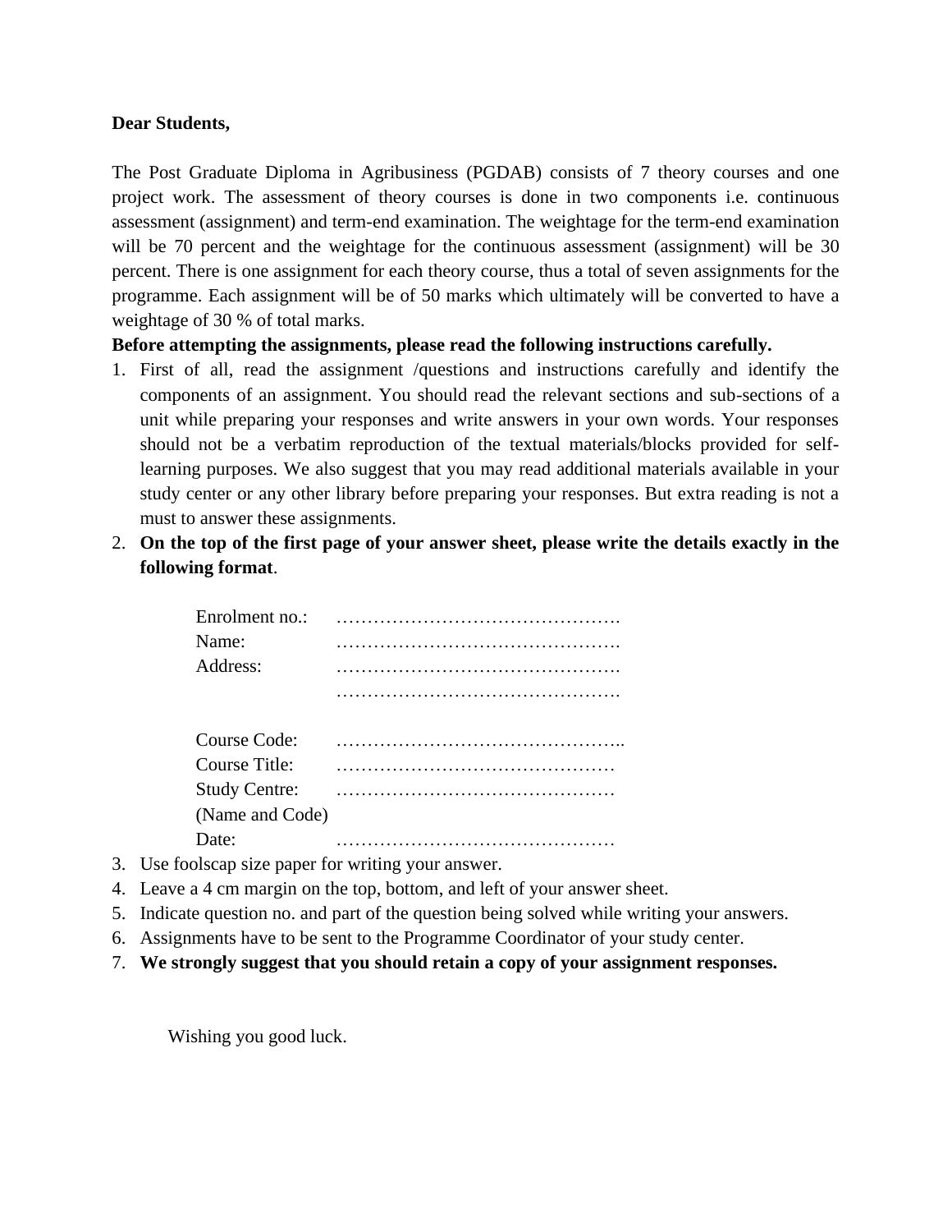**Dear Students,**

The Post Graduate Diploma in Agribusiness (PGDAB) consists of 7 theory courses and one project work. The assessment of theory courses is done in two components i.e. continuous assessment (assignment) and term-end examination. The weightage for the term-end examination will be 70 percent and the weightage for the continuous assessment (assignment) will be 30 percent. There is one assignment for each theory course, thus a total of seven assignments for the programme. Each assignment will be of 50 marks which ultimately will be converted to have a weightage of 30 % of total marks.

**Before attempting the assignments, please read the following instructions carefully.**

1. First of all, read the assignment /questions and instructions carefully and identify the components of an assignment. You should read the relevant sections and sub-sections of a unit while preparing your responses and write answers in your own words. Your responses should not be a verbatim reproduction of the textual materials/blocks provided for self-learning purposes. We also suggest that you may read additional materials available in your study center or any other library before preparing your responses. But extra reading is not a must to answer these assignments.
2. **On the top of the first page of your answer sheet, please write the details exactly in the following format**.

   Enrolment no.: ……………………………………….
   Name: ……………………………………….
   Address: ……………………………………….
   ……………………………………….

   Course Code: ………………………………………..
   Course Title: ………………………………………
   Study Centre: ………………………………………
   (Name and Code)
   Date: ………………………………………

3. Use foolscap size paper for writing your answer.
4. Leave a 4 cm margin on the top, bottom, and left of your answer sheet.
5. Indicate question no. and part of the question being solved while writing your answers.
6. Assignments have to be sent to the Programme Coordinator of your study center.
7. **We strongly suggest that you should retain a copy of your assignment responses.**

Wishing you good luck.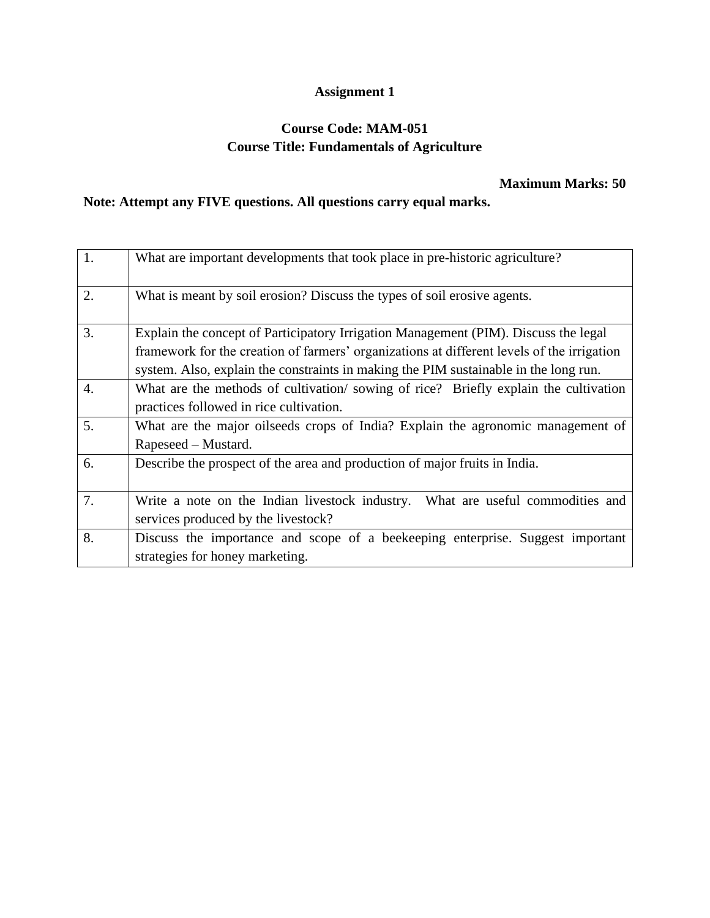**Assignment 1**

**Course Code: MAM-051**
**Course Title: Fundamentals of Agriculture**

**Maximum Marks: 50**

**Note: Attempt any FIVE questions. All questions carry equal marks.**

| | |
|---|---|
| 1. | What are important developments that took place in pre-historic agriculture? |
| 2. | What is meant by soil erosion? Discuss the types of soil erosive agents. |
| 3. | Explain the concept of Participatory Irrigation Management (PIM). Discuss the legal framework for the creation of farmers' organizations at different levels of the irrigation system. Also, explain the constraints in making the PIM sustainable in the long run. |
| 4. | What are the methods of cultivation/ sowing of rice? Briefly explain the cultivation practices followed in rice cultivation. |
| 5. | What are the major oilseeds crops of India? Explain the agronomic management of Rapeseed – Mustard. |
| 6. | Describe the prospect of the area and production of major fruits in India. |
| 7. | Write a note on the Indian livestock industry. What are useful commodities and services produced by the livestock? |
| 8. | Discuss the importance and scope of a beekeeping enterprise. Suggest important strategies for honey marketing. |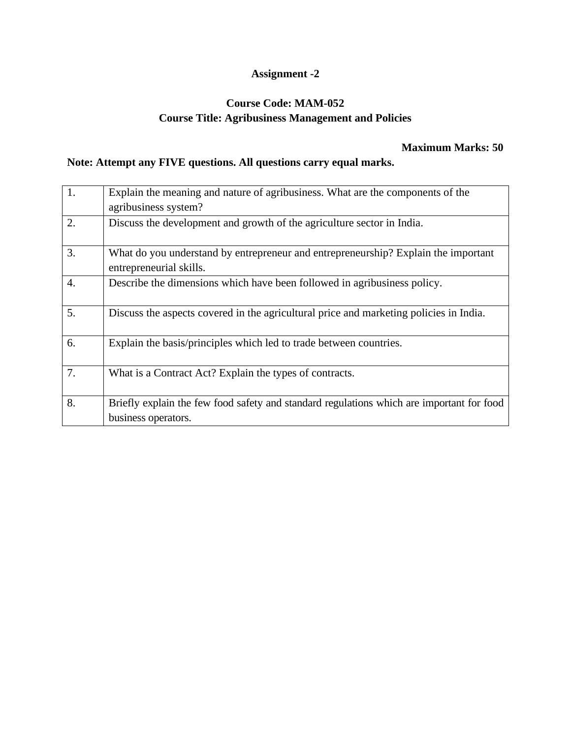**Assignment -2**

**Course Code: MAM-052**
**Course Title: Agribusiness Management and Policies**

**Maximum Marks: 50**

**Note: Attempt any FIVE questions. All questions carry equal marks.**

| | |
|---|---|
| 1. | Explain the meaning and nature of agribusiness. What are the components of the agribusiness system? |
| 2. | Discuss the development and growth of the agriculture sector in India. |
| 3. | What do you understand by entrepreneur and entrepreneurship? Explain the important entrepreneurial skills. |
| 4. | Describe the dimensions which have been followed in agribusiness policy. |
| 5. | Discuss the aspects covered in the agricultural price and marketing policies in India. |
| 6. | Explain the basis/principles which led to trade between countries. |
| 7. | What is a Contract Act? Explain the types of contracts. |
| 8. | Briefly explain the few food safety and standard regulations which are important for food business operators. |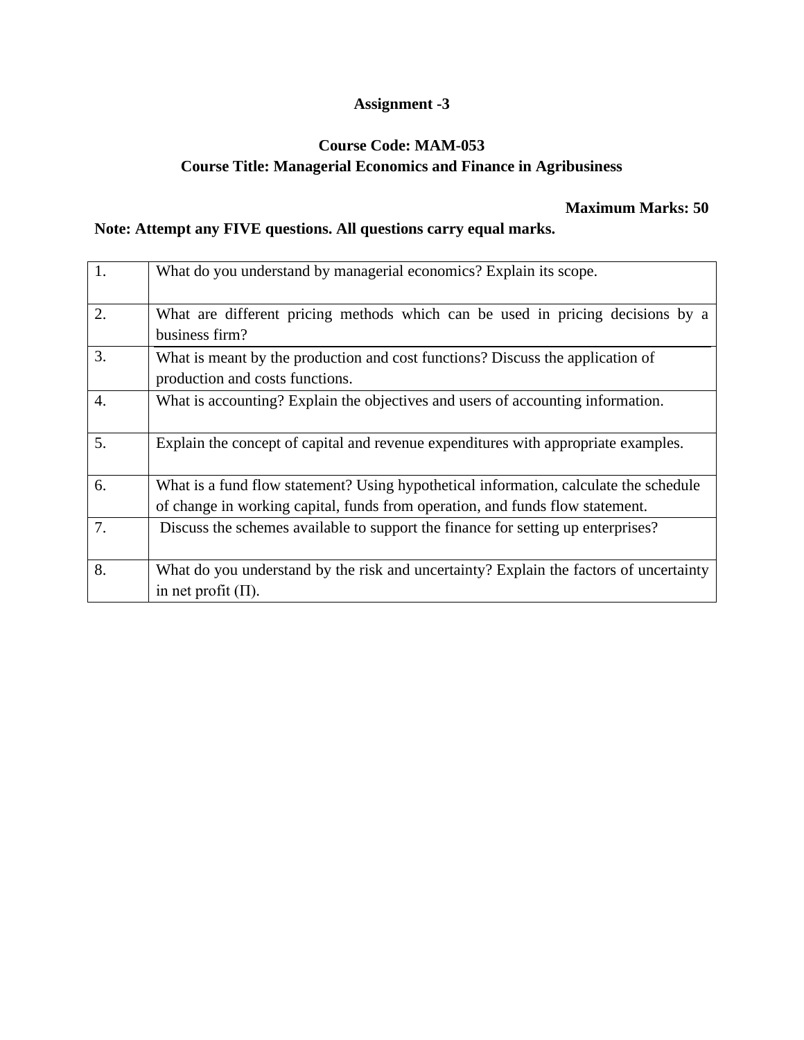**Assignment -3**

**Course Code: MAM-053**
**Course Title: Managerial Economics and Finance in Agribusiness**

**Maximum Marks: 50**

**Note: Attempt any FIVE questions. All questions carry equal marks.**

| | |
|---|---|
| 1. | What do you understand by managerial economics? Explain its scope. |
| 2. | What are different pricing methods which can be used in pricing decisions by a business firm? |
| 3. | What is meant by the production and cost functions? Discuss the application of production and costs functions. |
| 4. | What is accounting? Explain the objectives and users of accounting information. |
| 5. | Explain the concept of capital and revenue expenditures with appropriate examples. |
| 6. | What is a fund flow statement? Using hypothetical information, calculate the schedule of change in working capital, funds from operation, and funds flow statement. |
| 7. | Discuss the schemes available to support the finance for setting up enterprises? |
| 8. | What do you understand by the risk and uncertainty? Explain the factors of uncertainty in net profit (Π). |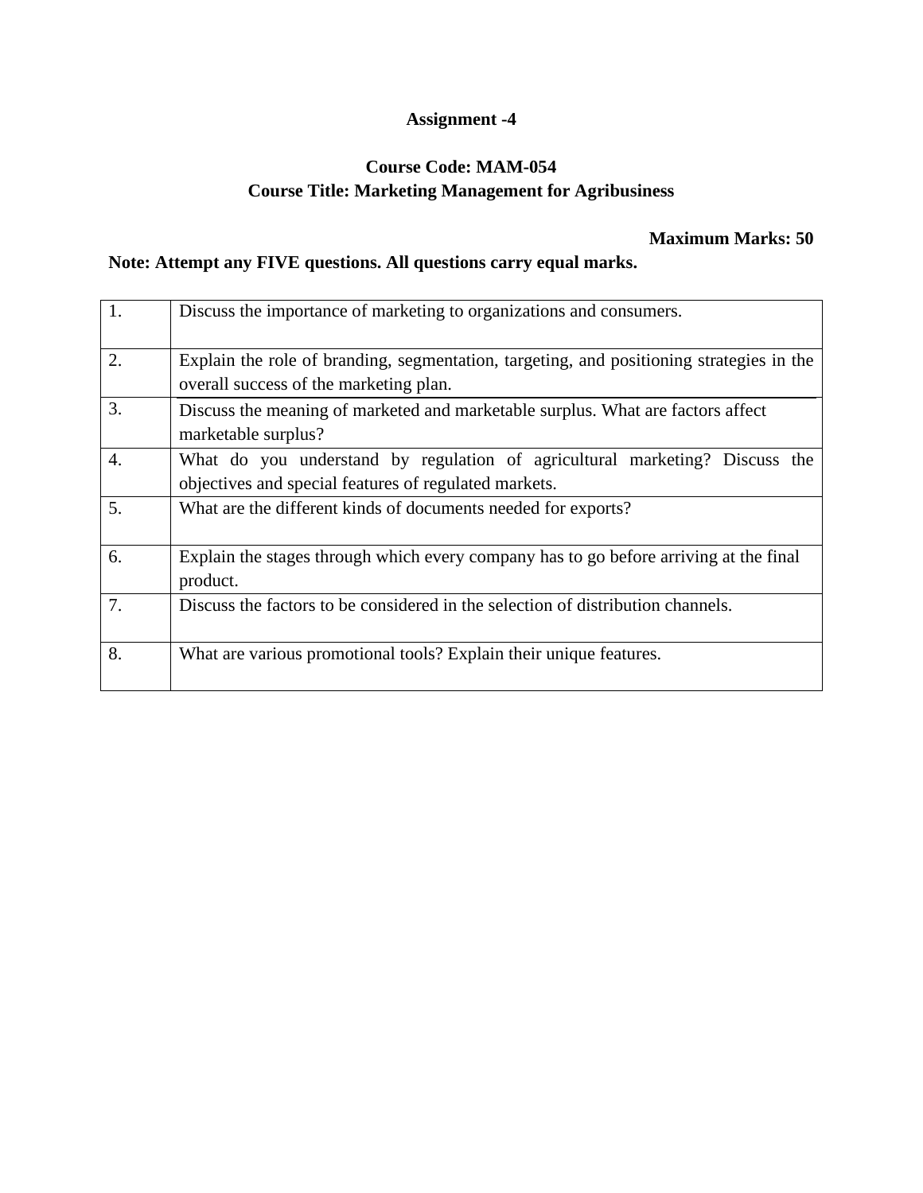**Assignment -4**

**Course Code: MAM-054**
**Course Title: Marketing Management for Agribusiness**

**Maximum Marks: 50**

**Note: Attempt any FIVE questions. All questions carry equal marks.**

| | |
|---|---|
| 1. | Discuss the importance of marketing to organizations and consumers. |
| 2. | Explain the role of branding, segmentation, targeting, and positioning strategies in the overall success of the marketing plan. |
| 3. | Discuss the meaning of marketed and marketable surplus. What are factors affect marketable surplus? |
| 4. | What do you understand by regulation of agricultural marketing? Discuss the objectives and special features of regulated markets. |
| 5. | What are the different kinds of documents needed for exports? |
| 6. | Explain the stages through which every company has to go before arriving at the final product. |
| 7. | Discuss the factors to be considered in the selection of distribution channels. |
| 8. | What are various promotional tools? Explain their unique features. |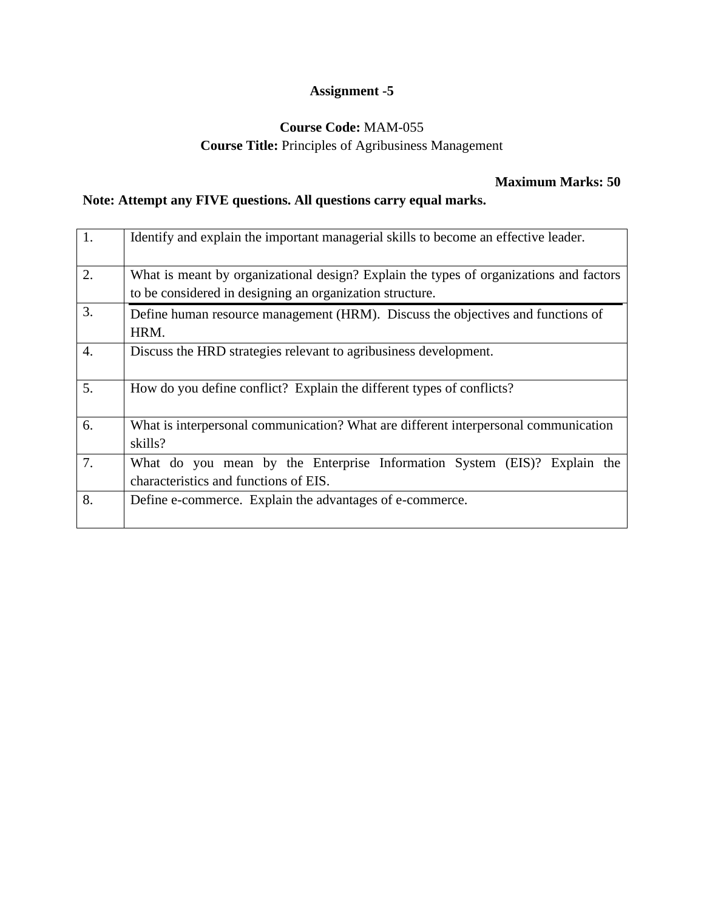**Assignment -5**

**Course Code:** MAM-055
**Course Title:** Principles of Agribusiness Management

**Maximum Marks: 50**

**Note: Attempt any FIVE questions. All questions carry equal marks.**

| | |
|---|---|
| 1. | Identify and explain the important managerial skills to become an effective leader. |
| 2. | What is meant by organizational design? Explain the types of organizations and factors to be considered in designing an organization structure. |
| 3. | Define human resource management (HRM). Discuss the objectives and functions of HRM. |
| 4. | Discuss the HRD strategies relevant to agribusiness development. |
| 5. | How do you define conflict? Explain the different types of conflicts? |
| 6. | What is interpersonal communication? What are different interpersonal communication skills? |
| 7. | What do you mean by the Enterprise Information System (EIS)? Explain the characteristics and functions of EIS. |
| 8. | Define e-commerce. Explain the advantages of e-commerce. |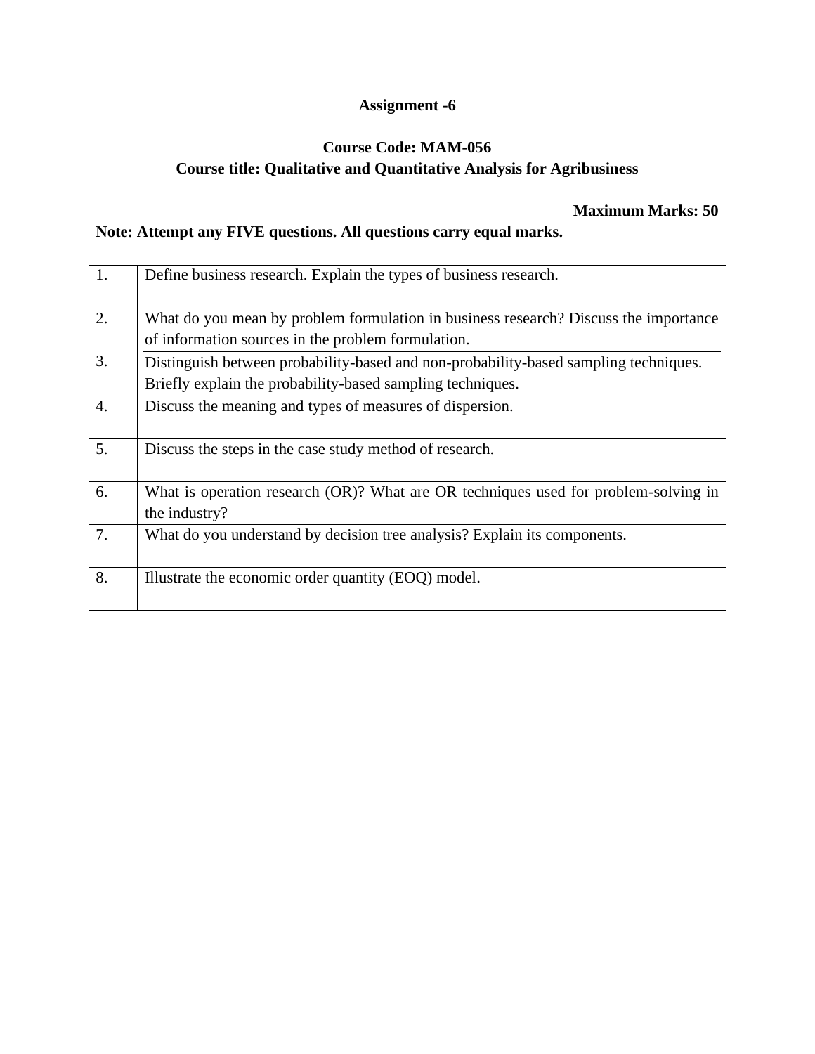**Assignment -6**

**Course Code: MAM-056**
**Course title: Qualitative and Quantitative Analysis for Agribusiness**

**Maximum Marks: 50**

**Note: Attempt any FIVE questions. All questions carry equal marks.**

| | |
|---|---|
| 1. | Define business research. Explain the types of business research. |
| 2. | What do you mean by problem formulation in business research? Discuss the importance of information sources in the problem formulation. |
| 3. | Distinguish between probability-based and non-probability-based sampling techniques. Briefly explain the probability-based sampling techniques. |
| 4. | Discuss the meaning and types of measures of dispersion. |
| 5. | Discuss the steps in the case study method of research. |
| 6. | What is operation research (OR)? What are OR techniques used for problem-solving in the industry? |
| 7. | What do you understand by decision tree analysis? Explain its components. |
| 8. | Illustrate the economic order quantity (EOQ) model. |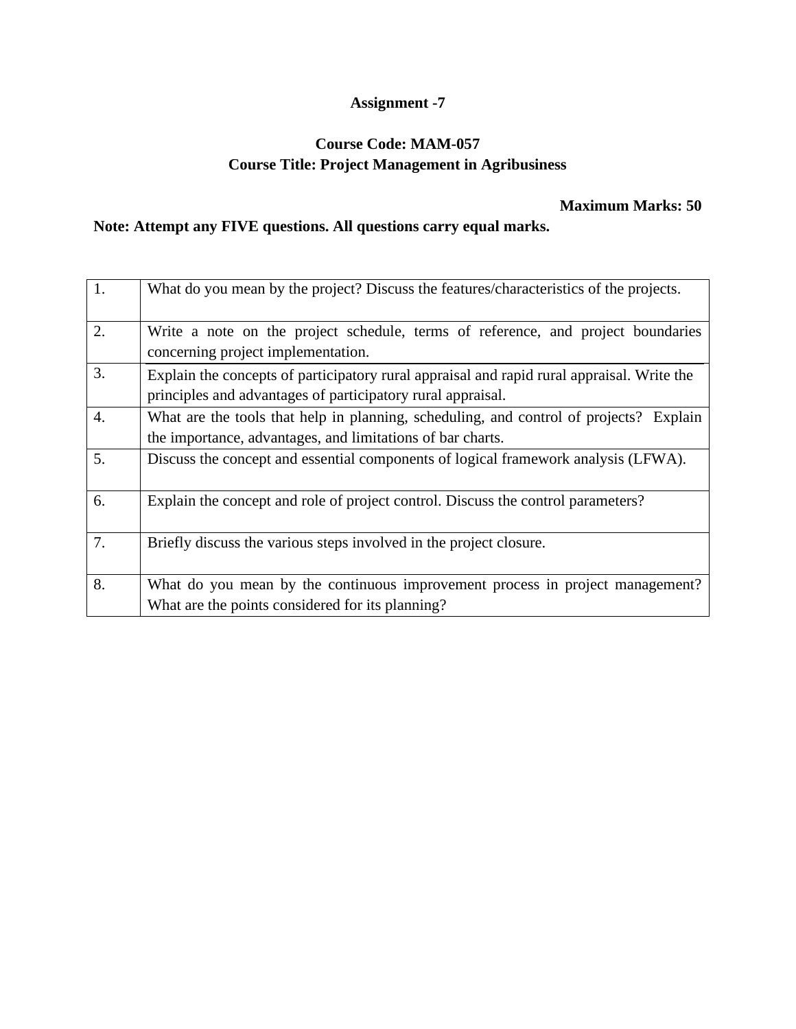**Assignment -7**

**Course Code: MAM-057**
**Course Title: Project Management in Agribusiness**

**Maximum Marks: 50**

**Note: Attempt any FIVE questions. All questions carry equal marks.**

| | |
|---|---|
| 1. | What do you mean by the project? Discuss the features/characteristics of the projects. |
| 2. | Write a note on the project schedule, terms of reference, and project boundaries concerning project implementation. |
| 3. | Explain the concepts of participatory rural appraisal and rapid rural appraisal. Write the principles and advantages of participatory rural appraisal. |
| 4. | What are the tools that help in planning, scheduling, and control of projects? Explain the importance, advantages, and limitations of bar charts. |
| 5. | Discuss the concept and essential components of logical framework analysis (LFWA). |
| 6. | Explain the concept and role of project control. Discuss the control parameters? |
| 7. | Briefly discuss the various steps involved in the project closure. |
| 8. | What do you mean by the continuous improvement process in project management? What are the points considered for its planning? |